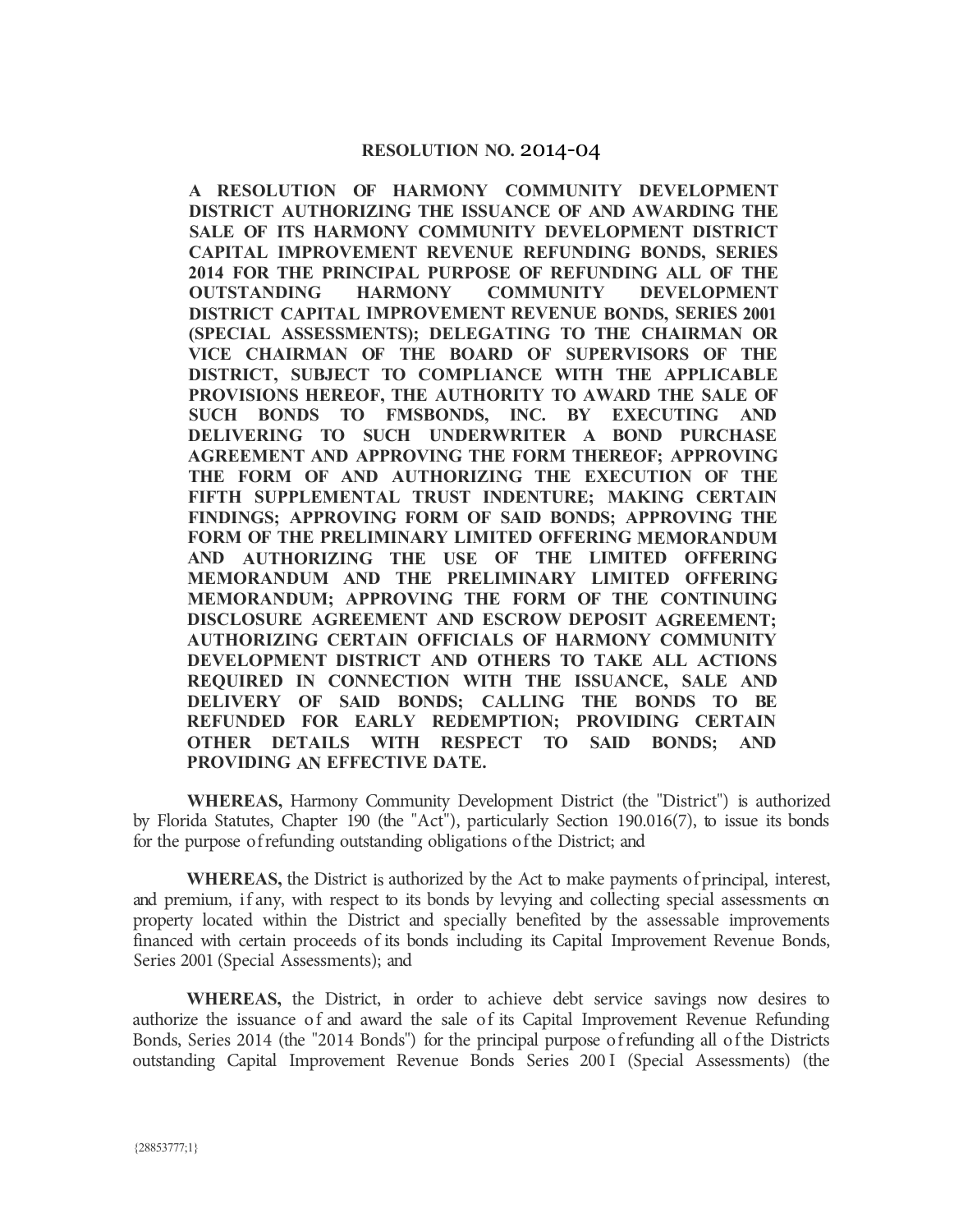# RESOLUTION NO. 2014-04

**A RESOLUTION OF HARMONY COMMUNITY DEVELOPMENT DISTRICT AUTHORIZING THE ISSUANCE OF AND AWARDING THE SALE OF ITS HARMONY COMMUNITY DEVELOPMENT DISTRICT CAPITAL IMPROVEMENT REVENUE REFUNDING BONDS, SERIES 2014 FOR THE PRINCIPAL PURPOSE OF REFUNDING ALL OF THE OUTSTANDING HARMONY COMMUNITY DEVELOPMENT DISTRICT CAPITAL IMPROVEMENT REVENUE BONDS, SERIES 2001 (SPECIAL ASSESSMENTS); DELEGATING TO THE CHAIRMAN OR VICE CHAIRMAN OF THE BOARD OF SUPERVISORS OF THE DISTRICT, SUBJECT TO COMPLIANCE WITH THE APPLICABLE PROVISIONS HEREOF, THE AUTHORITY TO AWARD THE SALE OF SUCH BONDS TO FMSBONDS, INC. BY EXECUTING AND DELIVERING TO SUCH UNDERWRITER A BOND PURCHASE AGREEMENT AND APPROVING THE FORM THEREOF; APPROVING THE FORM OF AND AUTHORIZING THE EXECUTION OF THE FIFTH SUPPLEMENTAL TRUST INDENTURE; MAKING CERTAIN FINDINGS; APPROVING FORM OF SAID BONDS; APPROVING THE FORM OF THE PRELIMINARY LIMITED OFFERING MEMORANDUM AND AUTHORIZING THE USE OF THE LIMITED OFFERING MEMORANDUM AND THE PRELIMINARY LIMITED OFFERING MEMORANDUM; APPROVING THE FORM OF THE CONTINUING DISCLOSURE AGREEMENT AND ESCROW DEPOSIT AGREEMENT; AUTHORIZING CERTAIN OFFICIALS OF HARMONY COMMUNITY DEVELOPMENT DISTRICT AND OTHERS TO TAKE ALL ACTIONS REQUIRED IN CONNECTION WITH THE ISSUANCE, SALE AND DELIVERY OF SAID BONDS; CALLING THE BONDS TO BE REFUNDED FOR EARLY REDEMPTION; PROVIDING CERTAIN OTHER DETAILS WITH RESPECT TO SAID BONDS; AND PROVIDING AN EFFECTIVE DATE.**

**WHEREAS,** Harmony Community Development District (the "District") is authorized by Florida Statutes, Chapter 190 (the "Act"), particularly Section 190.016(7), to issue its bonds for the purpose of refunding outstanding obligations of the District; and

**WHEREAS,** the District is authorized by the Act to make payments of principal, interest, and premium, if any, with respect to its bonds by levying and collecting special assessments on property located within the District and specially benefited by the assessable improvements financed with certain proceeds of its bonds including its Capital Improvement Revenue Bonds, Series 2001 (Special Assessments); and

**WHEREAS,** the District, in order to achieve debt service savings now desires to authorize the issuance of and award the sale of its Capital Improvement Revenue Refunding Bonds, Series 2014 (the "2014 Bonds") for the principal purpose of refunding all of the Districts outstanding Capital Improvement Revenue Bonds Series 2001 (Special Assessments) (the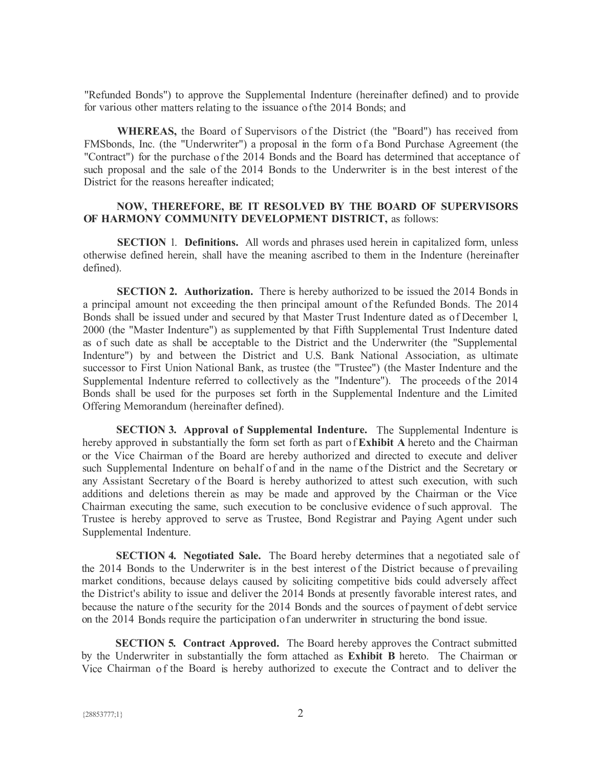"Refunded Bonds") to approve the Supplemental Indenture (hereinafter defined) and to provide for various other matters relating to the issuance of the 2014 Bonds; and

**WHEREAS,** the Board of Supervisors of the District (the "Board") has received from FMSbonds, Inc. (the "Underwriter") a proposal in the form of a Bond Purchase Agreement (the "Contract") for the purchase of the 2014 Bonds and the Board has determined that acceptance of such proposal and the sale of the 2014 Bonds to the Underwriter is in the best interest of the District for the reasons hereafter indicated;

**NOW, THEREFORE, BE IT RESOLVED BY THE BOARD OF SUPERVISORS OF HARMONY COMMUNITY DEVELOPMENT DISTRICT,** as follows:

**SECTION 1. Definitions.** All words and phrases used herein in capitalized form, unless otherwise defined herein, shall have the meaning ascribed to them in the Indenture (hereinafter defined).

**SECTION 2. Authorization.** There is hereby authorized to be issued the 2014 Bonds in a principal amount not exceeding the then principal amount of the Refunded Bonds. The 2014 Bonds shall be issued under and secured by that Master Trust Indenture dated as of December 1, 2000 (the "Master Indenture") as supplemented by that Fifth Supplemental Trust Indenture dated as of such date as shall be acceptable to the District and the Underwriter (the "Supplemental Indenture") by and between the District and U.S. Bank National Association, as ultimate successor to First Union National Bank, as trustee (the "Trustee") (the Master Indenture and the Supplemental Indenture referred to collectively as the "Indenture"). The proceeds of the 2014 Bonds shall be used for the purposes set forth in the Supplemental Indenture and the Limited Offering Memorandum (hereinafter defined).

**SECTION 3. Approval of Supplemental Indenture.** The Supplemental Indenture is hereby approved in substantially the form set forth as part of **Exhibit A** hereto and the Chairman or the Vice Chairman of the Board are hereby authorized and directed to execute and deliver such Supplemental Indenture on behalf of and in the name of the District and the Secretary or any Assistant Secretary of the Board is hereby authorized to attest such execution, with such additions and deletions therein as may be made and approved by the Chairman or the Vice Chairman executing the same, such execution to be conclusive evidence of such approval. The Trustee is hereby approved to serve as Trustee, Bond Registrar and Paying Agent under such Supplemental Indenture.

**SECTION 4. Negotiated Sale.** The Board hereby determines that a negotiated sale of the 2014 Bonds to the Underwriter is in the best interest of the District because of prevailing market conditions, because delays caused by soliciting competitive bids could adversely affect the District's ability to issue and deliver the 2014 Bonds at presently favorable interest rates, and because the nature of the security for the 2014 Bonds and the sources of payment of debt service on the 2014 Bonds require the participation of an underwriter in structuring the bond issue.

**SECTION 5. Contract Approved.** The Board hereby approves the Contract submitted by the Underwriter in substantially the form attached as **Exhibit B** hereto. The Chairman or Vice Chairman of the Board is hereby authorized to execute the Contract and to deliver the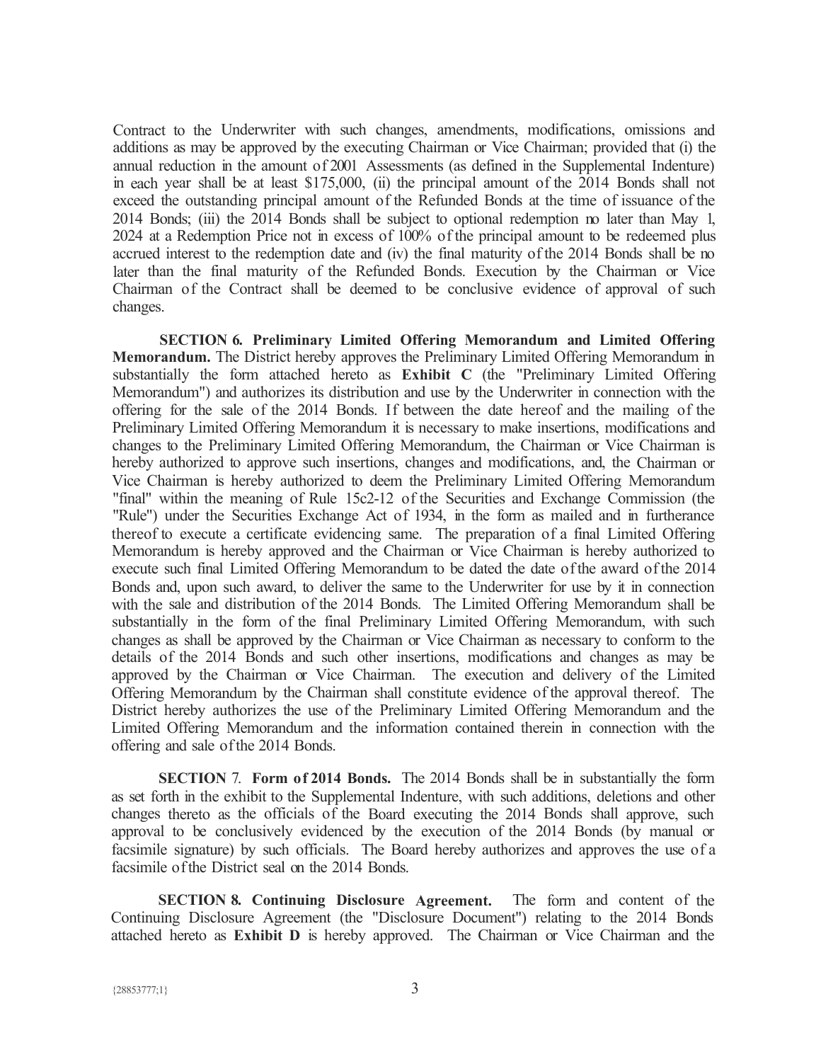Contract to the Underwriter with such changes, amendments, modifications, omissions and additions as may be approved by the executing Chairman or Vice Chairman; provided that (i) the annual reduction in the amount of 2001 Assessments (as defined in the Supplemental Indenture) in each year shall be at least $175,000, (ii) the principal amount of the 2014 Bonds shall not exceed the outstanding principal amount of the Refunded Bonds at the time of issuance of the 2014 Bonds; (iii) the 2014 Bonds shall be subject to optional redemption no later than May 1, 2024 at a Redemption Price not in excess of 100% of the principal amount to be redeemed plus accrued interest to the redemption date and (iv) the final maturity of the 2014 Bonds shall be no later than the final maturity of the Refunded Bonds. Execution by the Chairman or Vice Chairman of the Contract shall be deemed to be conclusive evidence of approval of such changes.

**SECTION 6. Preliminary Limited Offering Memorandum and Limited Offering Memorandum.** The District hereby approves the Preliminary Limited Offering Memorandum in substantially the form attached hereto as **Exhibit C** (the "Preliminary Limited Offering Memorandum") and authorizes its distribution and use by the Underwriter in connection with the offering for the sale of the 2014 Bonds. If between the date hereof and the mailing of the Preliminary Limited Offering Memorandum it is necessary to make insertions, modifications and changes to the Preliminary Limited Offering Memorandum, the Chairman or Vice Chairman is hereby authorized to approve such insertions, changes and modifications, and, the Chairman or Vice Chairman is hereby authorized to deem the Preliminary Limited Offering Memorandum "final" within the meaning of Rule 15c2-12 of the Securities and Exchange Commission (the "Rule") under the Securities Exchange Act of 1934, in the form as mailed and in furtherance thereof to execute a certificate evidencing same. The preparation of a final Limited Offering Memorandum is hereby approved and the Chairman or Vice Chairman is hereby authorized to execute such final Limited Offering Memorandum to be dated the date of the award of the 2014 Bonds and, upon such award, to deliver the same to the Underwriter for use by it in connection with the sale and distribution of the 2014 Bonds. The Limited Offering Memorandum shall be substantially in the form of the final Preliminary Limited Offering Memorandum, with such changes as shall be approved by the Chairman or Vice Chairman as necessary to conform to the details of the 2014 Bonds and such other insertions, modifications and changes as may be approved by the Chairman or Vice Chairman. The execution and delivery of the Limited Offering Memorandum by the Chairman shall constitute evidence of the approval thereof. The District hereby authorizes the use of the Preliminary Limited Offering Memorandum and the Limited Offering Memorandum and the information contained therein in connection with the offering and sale of the 2014 Bonds.

**SECTION 7. Form of 2014 Bonds.** The 2014 Bonds shall be in substantially the form as set forth in the exhibit to the Supplemental Indenture, with such additions, deletions and other changes thereto as the officials of the Board executing the 2014 Bonds shall approve, such approval to be conclusively evidenced by the execution of the 2014 Bonds (by manual or facsimile signature) by such officials. The Board hereby authorizes and approves the use of a facsimile of the District seal on the 2014 Bonds.

**SECTION 8. Continuing Disclosure Agreement.** The form and content of the Continuing Disclosure Agreement (the "Disclosure Document") relating to the 2014 Bonds attached hereto as **Exhibit D** is hereby approved. The Chairman or Vice Chairman and the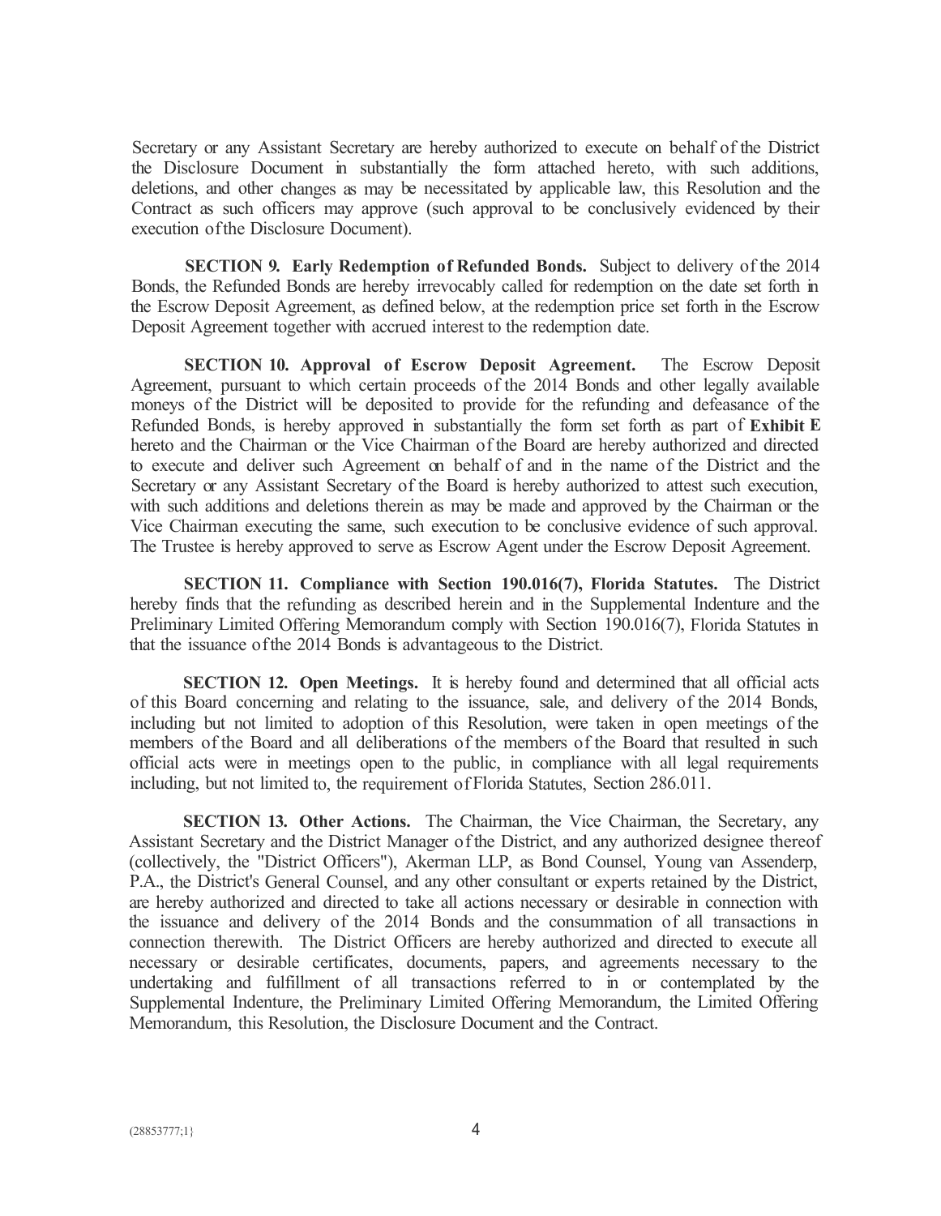Secretary or any Assistant Secretary are hereby authorized to execute on behalf of the District the Disclosure Document in substantially the form attached hereto, with such additions, deletions, and other changes as may be necessitated by applicable law, this Resolution and the Contract as such officers may approve (such approval to be conclusively evidenced by their execution of the Disclosure Document).

**SECTION 9. Early Redemption of Refunded Bonds.** Subject to delivery of the 2014 Bonds, the Refunded Bonds are hereby irrevocably called for redemption on the date set forth in the Escrow Deposit Agreement, as defined below, at the redemption price set forth in the Escrow Deposit Agreement together with accrued interest to the redemption date.

**SECTION 10. Approval of Escrow Deposit Agreement.** The Escrow Deposit Agreement, pursuant to which certain proceeds of the 2014 Bonds and other legally available moneys of the District will be deposited to provide for the refunding and defeasance of the Refunded Bonds, is hereby approved in substantially the form set forth as part of **Exhibit E** hereto and the Chairman or the Vice Chairman of the Board are hereby authorized and directed to execute and deliver such Agreement on behalf of and in the name of the District and the Secretary or any Assistant Secretary of the Board is hereby authorized to attest such execution, with such additions and deletions therein as may be made and approved by the Chairman or the Vice Chairman executing the same, such execution to be conclusive evidence of such approval. The Trustee is hereby approved to serve as Escrow Agent under the Escrow Deposit Agreement.

**SECTION 11. Compliance with Section 190.016(7), Florida Statutes.** The District hereby finds that the refunding as described herein and in the Supplemental Indenture and the Preliminary Limited Offering Memorandum comply with Section 190.016(7), Florida Statutes in that the issuance of the 2014 Bonds is advantageous to the District.

**SECTION 12. Open Meetings.** It is hereby found and determined that all official acts of this Board concerning and relating to the issuance, sale, and delivery of the 2014 Bonds, including but not limited to adoption of this Resolution, were taken in open meetings of the members of the Board and all deliberations of the members of the Board that resulted in such official acts were in meetings open to the public, in compliance with all legal requirements including, but not limited to, the requirement of Florida Statutes, Section 286.011.

**SECTION 13. Other Actions.** The Chairman, the Vice Chairman, the Secretary, any Assistant Secretary and the District Manager of the District, and any authorized designee thereof (collectively, the "District Officers"), Akerman LLP, as Bond Counsel, Young van Assenderp, P.A., the District's General Counsel, and any other consultant or experts retained by the District, are hereby authorized and directed to take all actions necessary or desirable in connection with the issuance and delivery of the 2014 Bonds and the consummation of all transactions in connection therewith. The District Officers are hereby authorized and directed to execute all necessary or desirable certificates, documents, papers, and agreements necessary to the undertaking and fulfillment of all transactions referred to in or contemplated by the Supplemental Indenture, the Preliminary Limited Offering Memorandum, the Limited Offering Memorandum, this Resolution, the Disclosure Document and the Contract.

{28853777;1}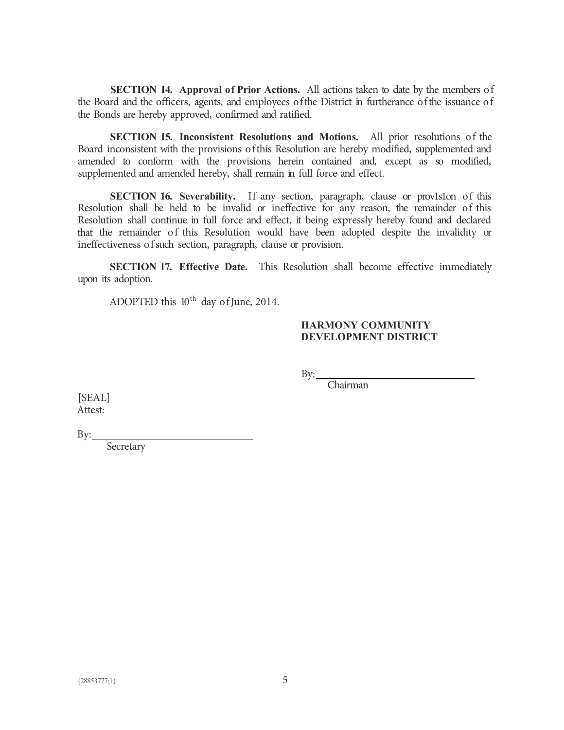**SECTION 14. Approval of Prior Actions.** All actions taken to date by the members of the Board and the officers, agents, and employees of the District in furtherance of the issuance of the Bonds are hereby approved, confirmed and ratified.

**SECTION 15. Inconsistent Resolutions and Motions.** All prior resolutions of the Board inconsistent with the provisions of this Resolution are hereby modified, supplemented and amended to conform with the provisions herein contained and, except as so modified, supplemented and amended hereby, shall remain in full force and effect.

**SECTION 16. Severability.** If any section, paragraph, clause or provision of this Resolution shall be held to be invalid or ineffective for any reason, the remainder of this Resolution shall continue in full force and effect, it being expressly hereby found and declared that the remainder of this Resolution would have been adopted despite the invalidity or ineffectiveness of such section, paragraph, clause or provision.

**SECTION 17. Effective Date.** This Resolution shall become effective immediately upon its adoption.

ADOPTED this 10th day of June, 2014.

**HARMONY COMMUNITY DEVELOPMENT DISTRICT**

By: ______________________________
Chairman

[SEAL]
Attest:

By: ______________________________
Secretary

{28853777;1}